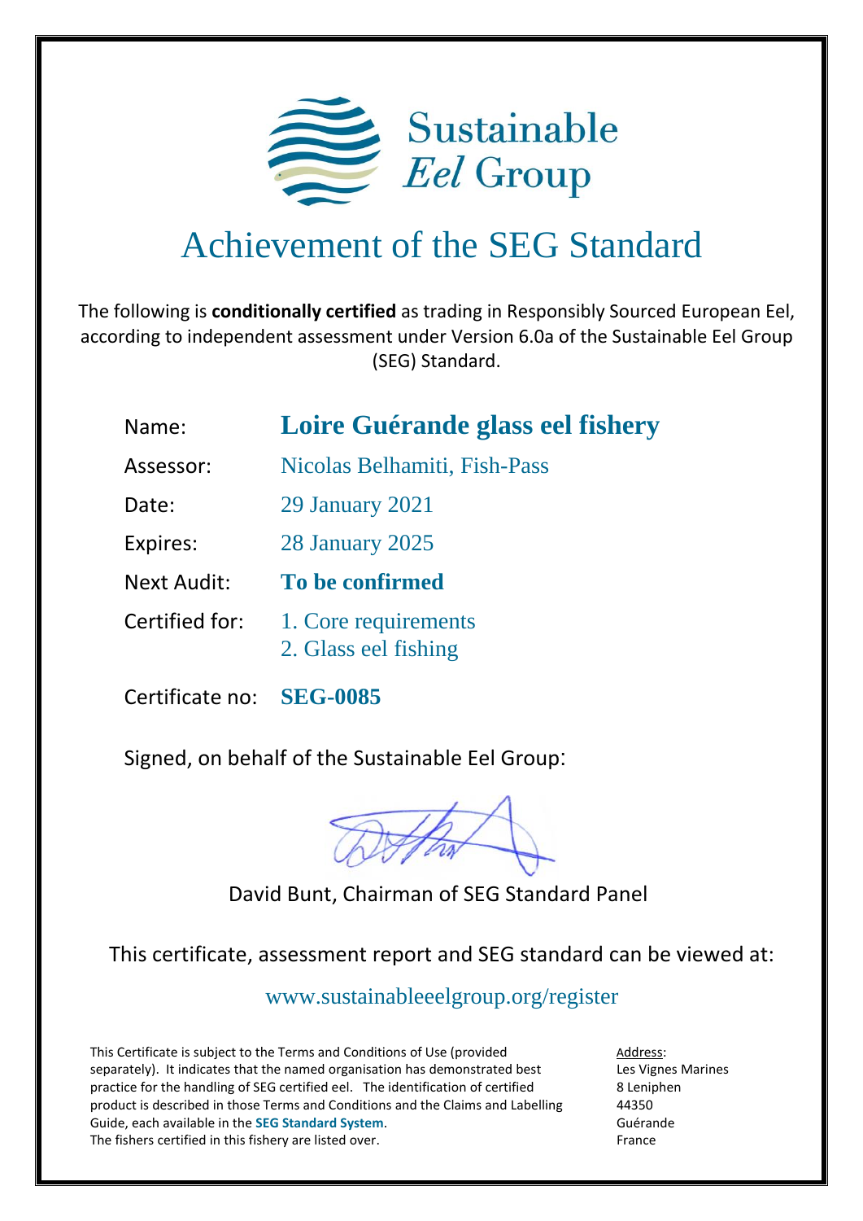Sustainable *Eel* Group

# Achievement of the SEG Standard

The following is **conditionally certified** as trading in Responsibly Sourced European Eel, according to independent assessment under Version 6.0a of the Sustainable Eel Group (SEG) Standard.

| | |
|---|---|
| Name: | **Loire Guérande glass eel fishery** |
| Assessor: | Nicolas Belhamiti, Fish-Pass |
| Date: | 29 January 2021 |
| Expires: | 28 January 2025 |
| Next Audit: | **To be confirmed** |
| Certified for: | 1. Core requirements<br>2. Glass eel fishing |
| Certificate no: | **SEG-0085** |

Signed, on behalf of the Sustainable Eel Group:

David Bunt, Chairman of SEG Standard Panel

This certificate, assessment report and SEG standard can be viewed at:

www.sustainableeelgroup.org/register

This Certificate is subject to the Terms and Conditions of Use (provided separately). It indicates that the named organisation has demonstrated best practice for the handling of SEG certified eel. The identification of certified product is described in those Terms and Conditions and the Claims and Labelling Guide, each available in the **SEG Standard System**.
The fishers certified in this fishery are listed over.

Address:
Les Vignes Marines
8 Leniphen
44350
Guérande
France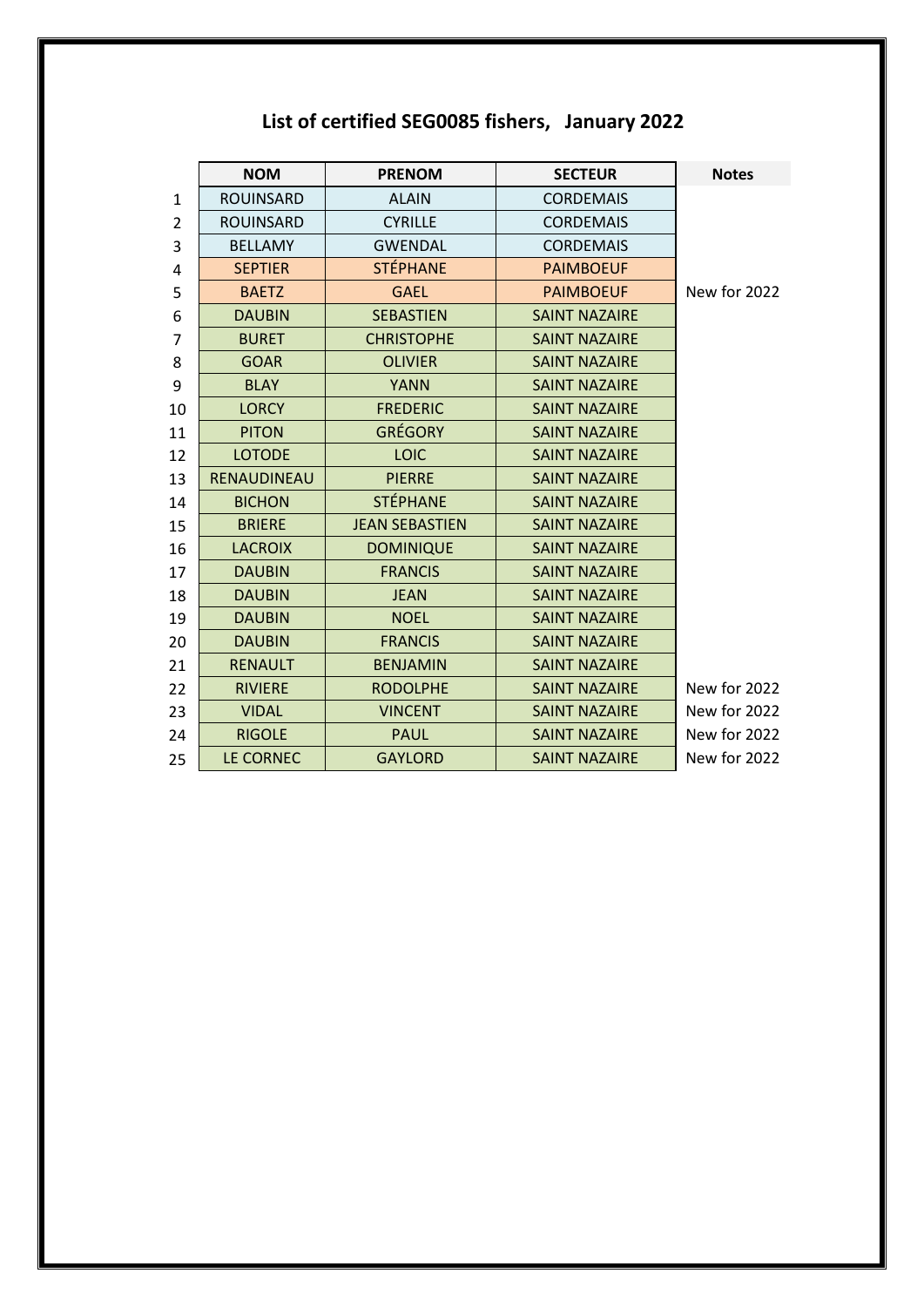# List of certified SEG0085 fishers, January 2022

| | NOM | PRENOM | SECTEUR | Notes |
|---|---|---|---|---|
| 1 | ROUINSARD | ALAIN | CORDEMAIS | |
| 2 | ROUINSARD | CYRILLE | CORDEMAIS | |
| 3 | BELLAMY | GWENDAL | CORDEMAIS | |
| 4 | SEPTIER | STÉPHANE | PAIMBOEUF | |
| 5 | BAETZ | GAEL | PAIMBOEUF | New for 2022 |
| 6 | DAUBIN | SEBASTIEN | SAINT NAZAIRE | |
| 7 | BURET | CHRISTOPHE | SAINT NAZAIRE | |
| 8 | GOAR | OLIVIER | SAINT NAZAIRE | |
| 9 | BLAY | YANN | SAINT NAZAIRE | |
| 10 | LORCY | FREDERIC | SAINT NAZAIRE | |
| 11 | PITON | GRÉGORY | SAINT NAZAIRE | |
| 12 | LOTODE | LOIC | SAINT NAZAIRE | |
| 13 | RENAUDINEAU | PIERRE | SAINT NAZAIRE | |
| 14 | BICHON | STÉPHANE | SAINT NAZAIRE | |
| 15 | BRIERE | JEAN SEBASTIEN | SAINT NAZAIRE | |
| 16 | LACROIX | DOMINIQUE | SAINT NAZAIRE | |
| 17 | DAUBIN | FRANCIS | SAINT NAZAIRE | |
| 18 | DAUBIN | JEAN | SAINT NAZAIRE | |
| 19 | DAUBIN | NOEL | SAINT NAZAIRE | |
| 20 | DAUBIN | FRANCIS | SAINT NAZAIRE | |
| 21 | RENAULT | BENJAMIN | SAINT NAZAIRE | |
| 22 | RIVIERE | RODOLPHE | SAINT NAZAIRE | New for 2022 |
| 23 | VIDAL | VINCENT | SAINT NAZAIRE | New for 2022 |
| 24 | RIGOLE | PAUL | SAINT NAZAIRE | New for 2022 |
| 25 | LE CORNEC | GAYLORD | SAINT NAZAIRE | New for 2022 |